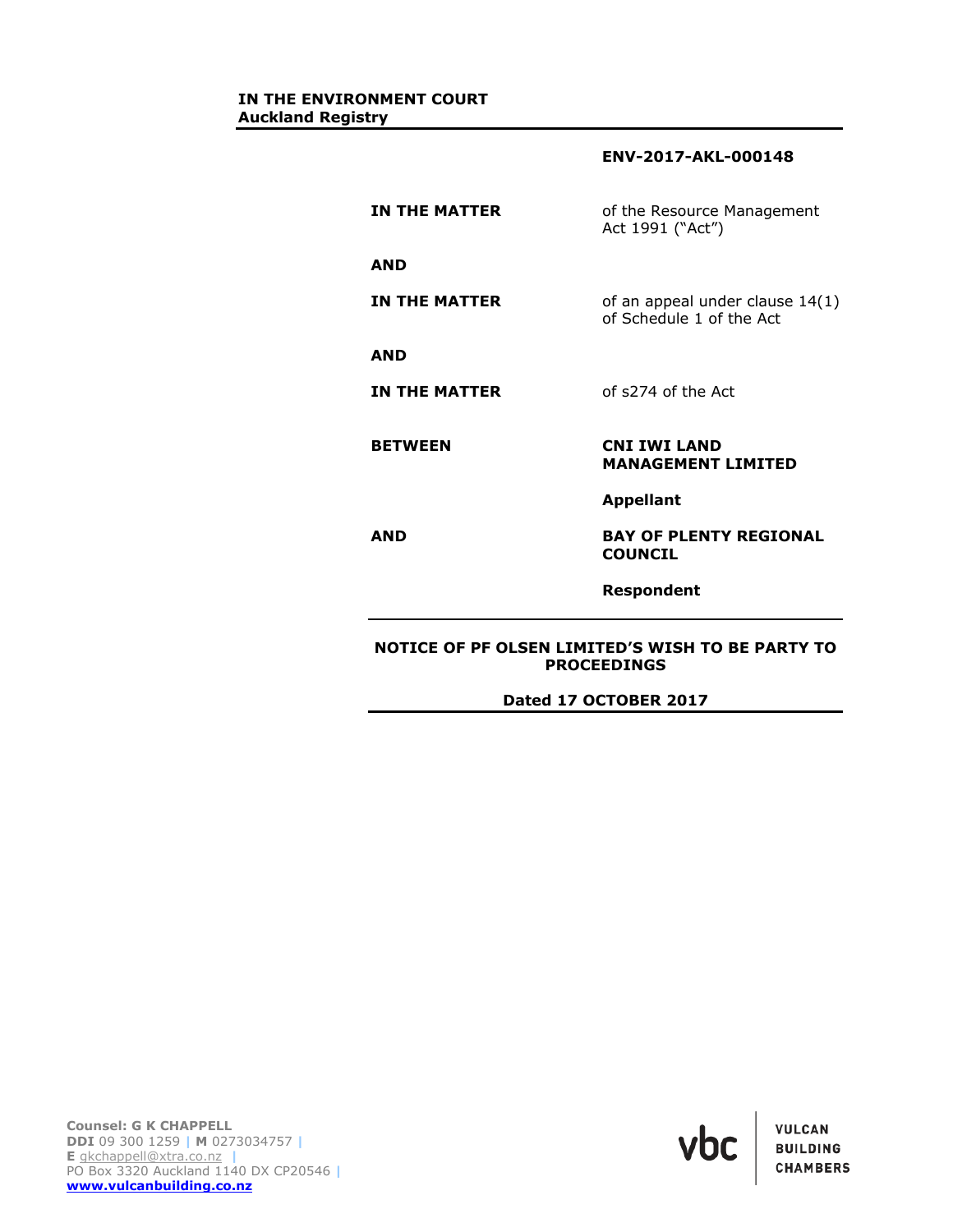**IN THE ENVIRONMENT COURT**
**Auckland Registry**

**ENV-2017-AKL-000148**

| | |
|---|---|
| **IN THE MATTER** | of the Resource Management Act 1991 ("Act") |
| **AND** | |
| **IN THE MATTER** | of an appeal under clause 14(1) of Schedule 1 of the Act |
| **AND** | |
| **IN THE MATTER** | of s274 of the Act |
| **BETWEEN** | **CNI IWI LAND MANAGEMENT LIMITED** |
| | **Appellant** |
| **AND** | **BAY OF PLENTY REGIONAL COUNCIL** |
| | **Respondent** |

**NOTICE OF PF OLSEN LIMITED'S WISH TO BE PARTY TO PROCEEDINGS**

**Dated 17 OCTOBER 2017**

**Counsel: G K CHAPPELL**
**DDI** 09 300 1259 | **M** 0273034757 |
**E** gkchappell@xtra.co.nz |
PO Box 3320 Auckland 1140 DX CP20546 |
**www.vulcanbuilding.co.nz**

vbc VULCAN BUILDING CHAMBERS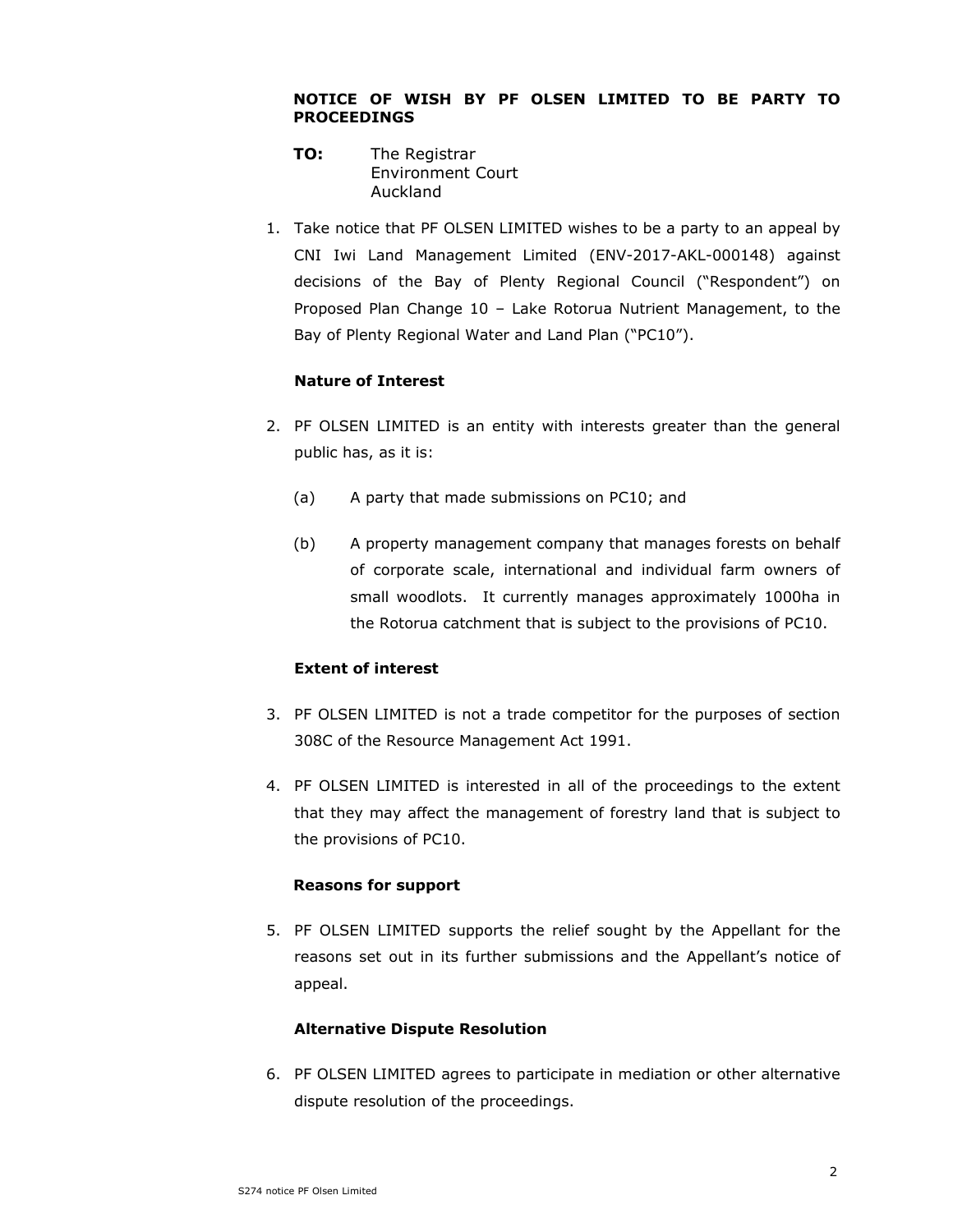**NOTICE OF WISH BY PF OLSEN LIMITED TO BE PARTY TO PROCEEDINGS**

**TO:** The Registrar
Environment Court
Auckland

1. Take notice that PF OLSEN LIMITED wishes to be a party to an appeal by CNI Iwi Land Management Limited (ENV-2017-AKL-000148) against decisions of the Bay of Plenty Regional Council ("Respondent") on Proposed Plan Change 10 – Lake Rotorua Nutrient Management, to the Bay of Plenty Regional Water and Land Plan ("PC10").

**Nature of Interest**

2. PF OLSEN LIMITED is an entity with interests greater than the general public has, as it is:

   (a) A party that made submissions on PC10; and

   (b) A property management company that manages forests on behalf of corporate scale, international and individual farm owners of small woodlots. It currently manages approximately 1000ha in the Rotorua catchment that is subject to the provisions of PC10.

**Extent of interest**

3. PF OLSEN LIMITED is not a trade competitor for the purposes of section 308C of the Resource Management Act 1991.

4. PF OLSEN LIMITED is interested in all of the proceedings to the extent that they may affect the management of forestry land that is subject to the provisions of PC10.

**Reasons for support**

5. PF OLSEN LIMITED supports the relief sought by the Appellant for the reasons set out in its further submissions and the Appellant's notice of appeal.

**Alternative Dispute Resolution**

6. PF OLSEN LIMITED agrees to participate in mediation or other alternative dispute resolution of the proceedings.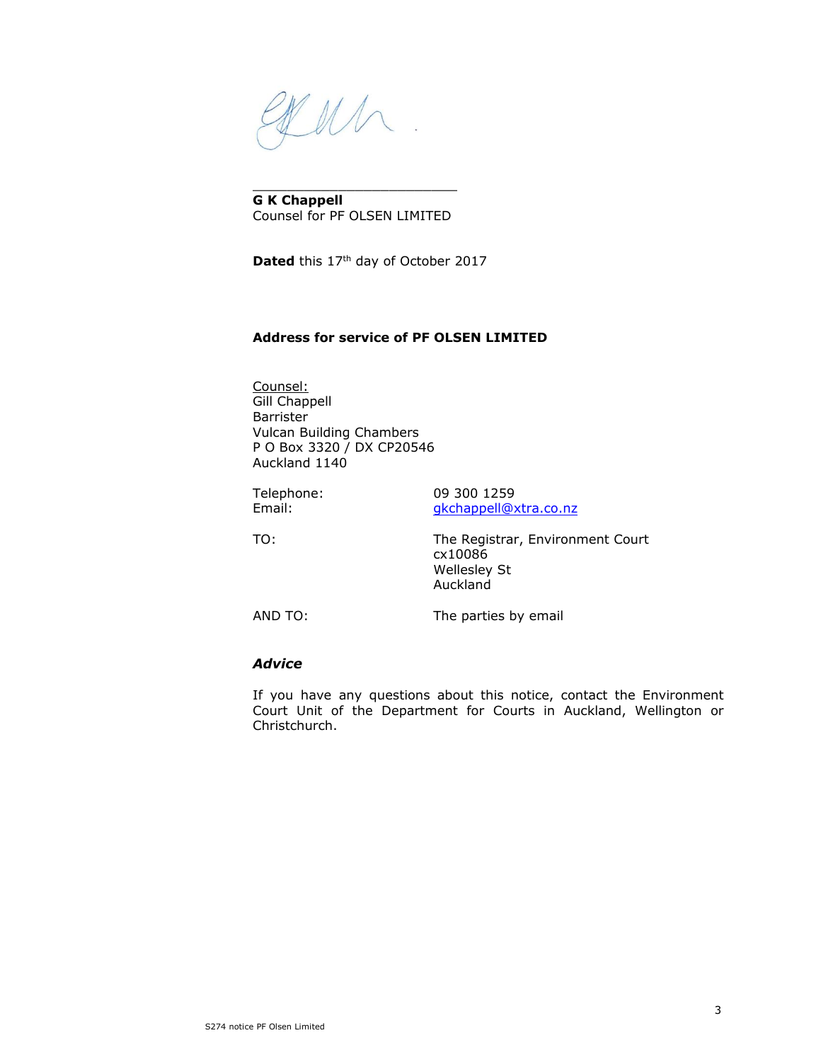\_\_\_\_\_\_\_\_\_\_\_\_\_\_\_\_\_\_\_\_\_\_\_\_\_\_

**G K Chappell**
Counsel for PF OLSEN LIMITED

**Dated** this 17th day of October 2017

**Address for service of PF OLSEN LIMITED**

Counsel:
Gill Chappell
Barrister
Vulcan Building Chambers
P O Box 3320 / DX CP20546
Auckland 1140

| | |
|---|---|
| Telephone: | 09 300 1259 |
| Email: | gkchappell@xtra.co.nz |
| TO: | The Registrar, Environment Court<br>cx10086<br>Wellesley St<br>Auckland |
| AND TO: | The parties by email |

***Advice***

If you have any questions about this notice, contact the Environment Court Unit of the Department for Courts in Auckland, Wellington or Christchurch.